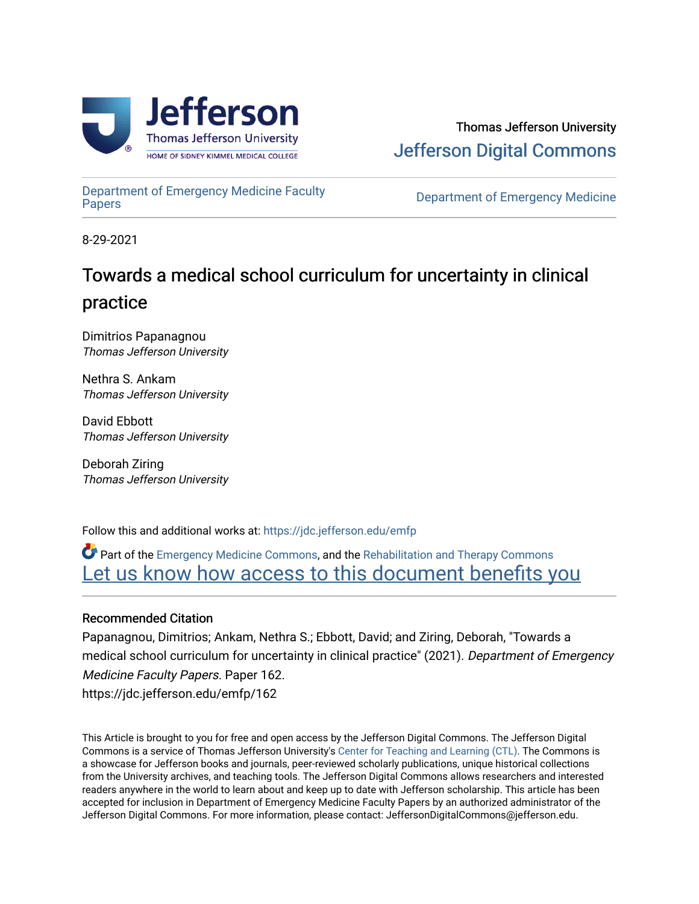Thomas Jefferson University

Jefferson Digital Commons

Department of Emergency Medicine Faculty Papers

Department of Emergency Medicine

8-29-2021

# Towards a medical school curriculum for uncertainty in clinical practice

Dimitrios Papanagnou
*Thomas Jefferson University*

Nethra S. Ankam
*Thomas Jefferson University*

David Ebbott
*Thomas Jefferson University*

Deborah Ziring
*Thomas Jefferson University*

Follow this and additional works at: https://jdc.jefferson.edu/emfp

Part of the Emergency Medicine Commons, and the Rehabilitation and Therapy Commons

Let us know how access to this document benefits you

### Recommended Citation

Papanagnou, Dimitrios; Ankam, Nethra S.; Ebbott, David; and Ziring, Deborah, "Towards a medical school curriculum for uncertainty in clinical practice" (2021). *Department of Emergency Medicine Faculty Papers.* Paper 162.
https://jdc.jefferson.edu/emfp/162

This Article is brought to you for free and open access by the Jefferson Digital Commons. The Jefferson Digital Commons is a service of Thomas Jefferson University's Center for Teaching and Learning (CTL). The Commons is a showcase for Jefferson books and journals, peer-reviewed scholarly publications, unique historical collections from the University archives, and teaching tools. The Jefferson Digital Commons allows researchers and interested readers anywhere in the world to learn about and keep up to date with Jefferson scholarship. This article has been accepted for inclusion in Department of Emergency Medicine Faculty Papers by an authorized administrator of the Jefferson Digital Commons. For more information, please contact: JeffersonDigitalCommons@jefferson.edu.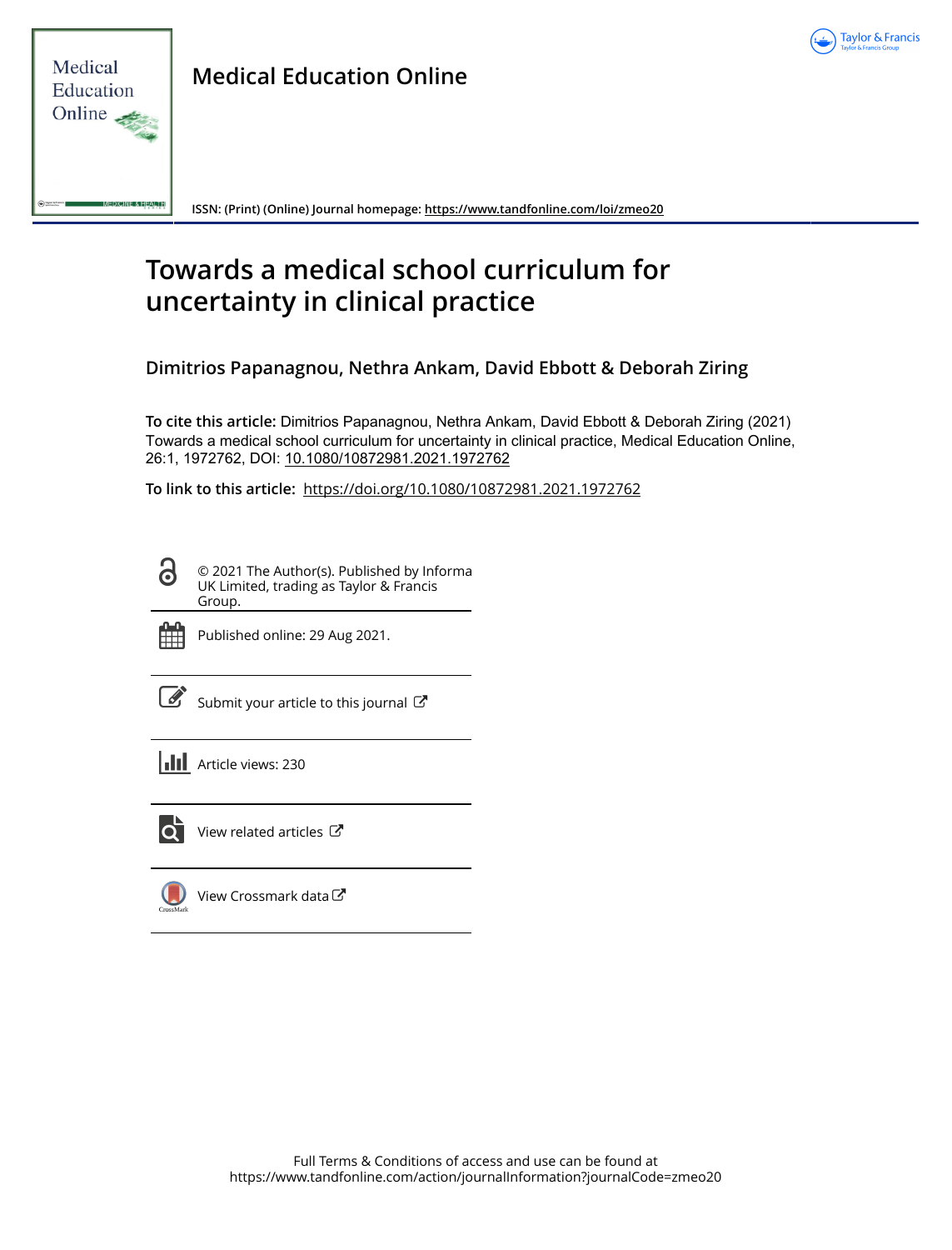# Medical Education Online

ISSN: (Print) (Online) Journal homepage: https://www.tandfonline.com/loi/zmeo20

# Towards a medical school curriculum for uncertainty in clinical practice

**Dimitrios Papanagnou, Nethra Ankam, David Ebbott & Deborah Ziring**

**To cite this article:** Dimitrios Papanagnou, Nethra Ankam, David Ebbott & Deborah Ziring (2021) Towards a medical school curriculum for uncertainty in clinical practice, Medical Education Online, 26:1, 1972762, DOI: 10.1080/10872981.2021.1972762

**To link to this article:** https://doi.org/10.1080/10872981.2021.1972762

© 2021 The Author(s). Published by Informa UK Limited, trading as Taylor & Francis Group.

Published online: 29 Aug 2021.

Submit your article to this journal

Article views: 230

View related articles

View Crossmark data

Full Terms & Conditions of access and use can be found at https://www.tandfonline.com/action/journalInformation?journalCode=zmeo20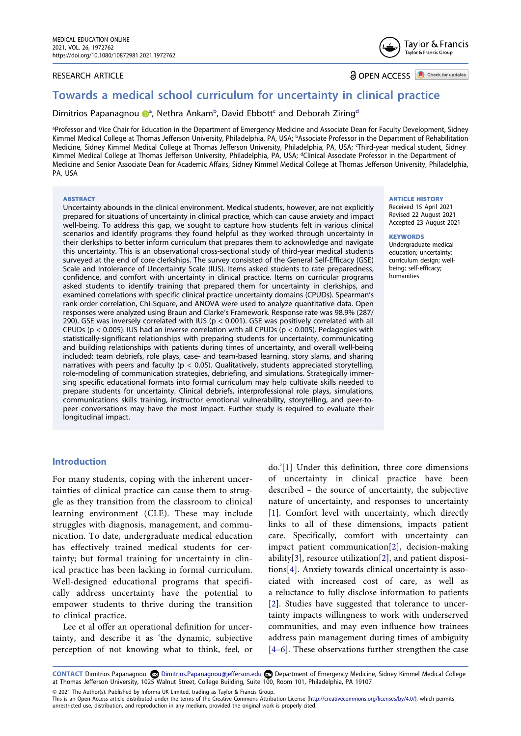# Towards a medical school curriculum for uncertainty in clinical practice

Dimitrios Papanagnou [a], Nethra Ankam [b], David Ebbott [c] and Deborah Ziring [d]

[a]Professor and Vice Chair for Education in the Department of Emergency Medicine and Associate Dean for Faculty Development, Sidney Kimmel Medical College at Thomas Jefferson University, Philadelphia, PA, USA; [b]Associate Professor in the Department of Rehabilitation Medicine, Sidney Kimmel Medical College at Thomas Jefferson University, Philadelphia, PA, USA; [c]Third-year medical student, Sidney Kimmel Medical College at Thomas Jefferson University, Philadelphia, PA, USA; [d]Clinical Associate Professor in the Department of Medicine and Senior Associate Dean for Academic Affairs, Sidney Kimmel Medical College at Thomas Jefferson University, Philadelphia, PA, USA

**ABSTRACT**

Uncertainty abounds in the clinical environment. Medical students, however, are not explicitly prepared for situations of uncertainty in clinical practice, which can cause anxiety and impact well-being. To address this gap, we sought to capture how students felt in various clinical scenarios and identify programs they found helpful as they worked through uncertainty in their clerkships to better inform curriculum that prepares them to acknowledge and navigate this uncertainty. This is an observational cross-sectional study of third-year medical students surveyed at the end of core clerkships. The survey consisted of the General Self-Efficacy (GSE) Scale and Intolerance of Uncertainty Scale (IUS). Items asked students to rate preparedness, confidence, and comfort with uncertainty in clinical practice. Items on curricular programs asked students to identify training that prepared them for uncertainty in clerkships, and examined correlations with specific clinical practice uncertainty domains (CPUDs). Spearman's rank-order correlation, Chi-Square, and ANOVA were used to analyze quantitative data. Open responses were analyzed using Braun and Clarke's Framework. Response rate was 98.9% (287/290). GSE was inversely correlated with IUS ($p < 0.001$). GSE was positively correlated with all CPUDs ($p < 0.005$). IUS had an inverse correlation with all CPUDs ($p < 0.005$). Pedagogies with statistically-significant relationships with preparing students for uncertainty, communicating and building relationships with patients during times of uncertainty, and overall well-being included: team debriefs, role plays, case- and team-based learning, story slams, and sharing narratives with peers and faculty ($p < 0.05$). Qualitatively, students appreciated storytelling, role-modeling of communication strategies, debriefing, and simulations. Strategically immersing specific educational formats into formal curriculum may help cultivate skills needed to prepare students for uncertainty. Clinical debriefs, interprofessional role plays, simulations, communications skills training, instructor emotional vulnerability, storytelling, and peer-to-peer conversations may have the most impact. Further study is required to evaluate their longitudinal impact.

**ARTICLE HISTORY**

Received 15 April 2021
Revised 22 August 2021
Accepted 23 August 2021

**KEYWORDS**

Undergraduate medical education; uncertainty; curriculum design; well-being; self-efficacy; humanities

## Introduction

For many students, coping with the inherent uncertainties of clinical practice can cause them to struggle as they transition from the classroom to clinical learning environment (CLE). These may include struggles with diagnosis, management, and communication. To date, undergraduate medical education has effectively trained medical students for certainty; but formal training for uncertainty in clinical practice has been lacking in formal curriculum. Well-designed educational programs that specifically address uncertainty have the potential to empower students to thrive during the transition to clinical practice.

Lee et al offer an operational definition for uncertainty, and describe it as 'the dynamic, subjective perception of not knowing what to think, feel, or do.'[1] Under this definition, three core dimensions of uncertainty in clinical practice have been described – the source of uncertainty, the subjective nature of uncertainty, and responses to uncertainty [1]. Comfort level with uncertainty, which directly links to all of these dimensions, impacts patient care. Specifically, comfort with uncertainty can impact patient communication[2], decision-making ability[3], resource utilization[2], and patient dispositions[4]. Anxiety towards clinical uncertainty is associated with increased cost of care, as well as a reluctance to fully disclose information to patients [2]. Studies have suggested that tolerance to uncertainty impacts willingness to work with underserved communities, and may even influence how trainees address pain management during times of ambiguity [4–6]. These observations further strengthen the case

**CONTACT** Dimitrios Papanagnou Dimitrios.Papanagnou@jefferson.edu Department of Emergency Medicine, Sidney Kimmel Medical College at Thomas Jefferson University, 1025 Walnut Street, College Building, Suite 100, Room 101, Philadelphia, PA 19107

© 2021 The Author(s). Published by Informa UK Limited, trading as Taylor & Francis Group.
This is an Open Access article distributed under the terms of the Creative Commons Attribution License (http://creativecommons.org/licenses/by/4.0/), which permits unrestricted use, distribution, and reproduction in any medium, provided the original work is properly cited.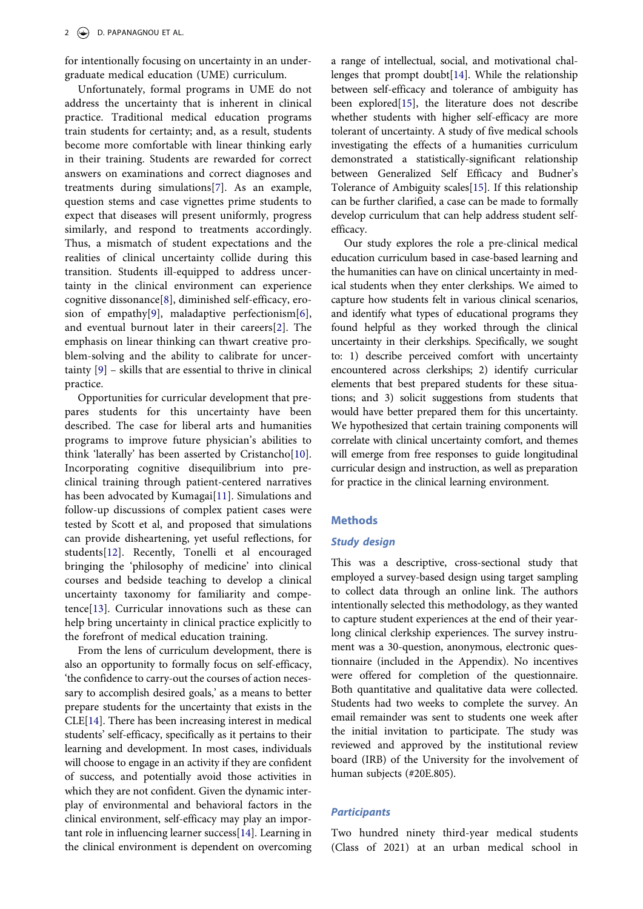for intentionally focusing on uncertainty in an undergraduate medical education (UME) curriculum.

Unfortunately, formal programs in UME do not address the uncertainty that is inherent in clinical practice. Traditional medical education programs train students for certainty; and, as a result, students become more comfortable with linear thinking early in their training. Students are rewarded for correct answers on examinations and correct diagnoses and treatments during simulations[7]. As an example, question stems and case vignettes prime students to expect that diseases will present uniformly, progress similarly, and respond to treatments accordingly. Thus, a mismatch of student expectations and the realities of clinical uncertainty collide during this transition. Students ill-equipped to address uncertainty in the clinical environment can experience cognitive dissonance[8], diminished self-efficacy, erosion of empathy[9], maladaptive perfectionism[6], and eventual burnout later in their careers[2]. The emphasis on linear thinking can thwart creative problem-solving and the ability to calibrate for uncertainty [9] – skills that are essential to thrive in clinical practice.

Opportunities for curricular development that prepares students for this uncertainty have been described. The case for liberal arts and humanities programs to improve future physician's abilities to think 'laterally' has been asserted by Cristancho[10]. Incorporating cognitive disequilibrium into preclinical training through patient-centered narratives has been advocated by Kumagai[11]. Simulations and follow-up discussions of complex patient cases were tested by Scott et al, and proposed that simulations can provide disheartening, yet useful reflections, for students[12]. Recently, Tonelli et al encouraged bringing the 'philosophy of medicine' into clinical courses and bedside teaching to develop a clinical uncertainty taxonomy for familiarity and competence[13]. Curricular innovations such as these can help bring uncertainty in clinical practice explicitly to the forefront of medical education training.

From the lens of curriculum development, there is also an opportunity to formally focus on self-efficacy, 'the confidence to carry-out the courses of action necessary to accomplish desired goals,' as a means to better prepare students for the uncertainty that exists in the CLE[14]. There has been increasing interest in medical students' self-efficacy, specifically as it pertains to their learning and development. In most cases, individuals will choose to engage in an activity if they are confident of success, and potentially avoid those activities in which they are not confident. Given the dynamic interplay of environmental and behavioral factors in the clinical environment, self-efficacy may play an important role in influencing learner success[14]. Learning in the clinical environment is dependent on overcoming a range of intellectual, social, and motivational challenges that prompt doubt[14]. While the relationship between self-efficacy and tolerance of ambiguity has been explored[15], the literature does not describe whether students with higher self-efficacy are more tolerant of uncertainty. A study of five medical schools investigating the effects of a humanities curriculum demonstrated a statistically-significant relationship between Generalized Self Efficacy and Budner's Tolerance of Ambiguity scales[15]. If this relationship can be further clarified, a case can be made to formally develop curriculum that can help address student self-efficacy.

Our study explores the role a pre-clinical medical education curriculum based in case-based learning and the humanities can have on clinical uncertainty in medical students when they enter clerkships. We aimed to capture how students felt in various clinical scenarios, and identify what types of educational programs they found helpful as they worked through the clinical uncertainty in their clerkships. Specifically, we sought to: 1) describe perceived comfort with uncertainty encountered across clerkships; 2) identify curricular elements that best prepared students for these situations; and 3) solicit suggestions from students that would have better prepared them for this uncertainty. We hypothesized that certain training components will correlate with clinical uncertainty comfort, and themes will emerge from free responses to guide longitudinal curricular design and instruction, as well as preparation for practice in the clinical learning environment.

## Methods

### Study design

This was a descriptive, cross-sectional study that employed a survey-based design using target sampling to collect data through an online link. The authors intentionally selected this methodology, as they wanted to capture student experiences at the end of their year-long clinical clerkship experiences. The survey instrument was a 30-question, anonymous, electronic questionnaire (included in the Appendix). No incentives were offered for completion of the questionnaire. Both quantitative and qualitative data were collected. Students had two weeks to complete the survey. An email remainder was sent to students one week after the initial invitation to participate. The study was reviewed and approved by the institutional review board (IRB) of the University for the involvement of human subjects (#20E.805).

### Participants

Two hundred ninety third-year medical students (Class of 2021) at an urban medical school in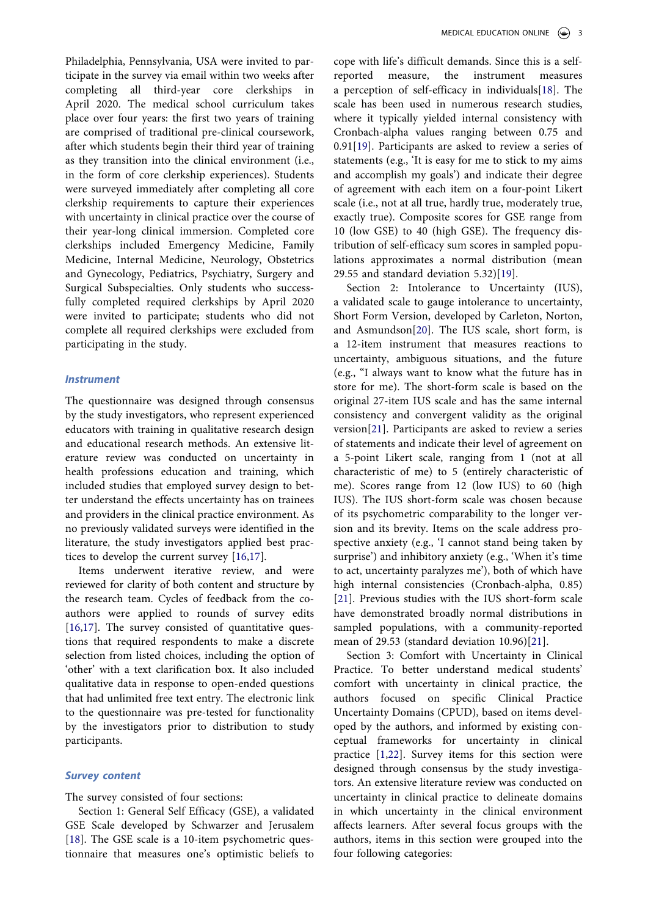Philadelphia, Pennsylvania, USA were invited to participate in the survey via email within two weeks after completing all third-year core clerkships in April 2020. The medical school curriculum takes place over four years: the first two years of training are comprised of traditional pre-clinical coursework, after which students begin their third year of training as they transition into the clinical environment (i.e., in the form of core clerkship experiences). Students were surveyed immediately after completing all core clerkship requirements to capture their experiences with uncertainty in clinical practice over the course of their year-long clinical immersion. Completed core clerkships included Emergency Medicine, Family Medicine, Internal Medicine, Neurology, Obstetrics and Gynecology, Pediatrics, Psychiatry, Surgery and Surgical Subspecialties. Only students who successfully completed required clerkships by April 2020 were invited to participate; students who did not complete all required clerkships were excluded from participating in the study.

### *Instrument*

The questionnaire was designed through consensus by the study investigators, who represent experienced educators with training in qualitative research design and educational research methods. An extensive literature review was conducted on uncertainty in health professions education and training, which included studies that employed survey design to better understand the effects uncertainty has on trainees and providers in the clinical practice environment. As no previously validated surveys were identified in the literature, the study investigators applied best practices to develop the current survey [16,17].

Items underwent iterative review, and were reviewed for clarity of both content and structure by the research team. Cycles of feedback from the co-authors were applied to rounds of survey edits [16,17]. The survey consisted of quantitative questions that required respondents to make a discrete selection from listed choices, including the option of 'other' with a text clarification box. It also included qualitative data in response to open-ended questions that had unlimited free text entry. The electronic link to the questionnaire was pre-tested for functionality by the investigators prior to distribution to study participants.

### *Survey content*

The survey consisted of four sections:

Section 1: General Self Efficacy (GSE), a validated GSE Scale developed by Schwarzer and Jerusalem [18]. The GSE scale is a 10-item psychometric questionnaire that measures one's optimistic beliefs to cope with life's difficult demands. Since this is a self-reported measure, the instrument measures a perception of self-efficacy in individuals[18]. The scale has been used in numerous research studies, where it typically yielded internal consistency with Cronbach-alpha values ranging between 0.75 and 0.91[19]. Participants are asked to review a series of statements (e.g., 'It is easy for me to stick to my aims and accomplish my goals') and indicate their degree of agreement with each item on a four-point Likert scale (i.e., not at all true, hardly true, moderately true, exactly true). Composite scores for GSE range from 10 (low GSE) to 40 (high GSE). The frequency distribution of self-efficacy sum scores in sampled populations approximates a normal distribution (mean 29.55 and standard deviation 5.32)[19].

Section 2: Intolerance to Uncertainty (IUS), a validated scale to gauge intolerance to uncertainty, Short Form Version, developed by Carleton, Norton, and Asmundson[20]. The IUS scale, short form, is a 12-item instrument that measures reactions to uncertainty, ambiguous situations, and the future (e.g., "I always want to know what the future has in store for me). The short-form scale is based on the original 27-item IUS scale and has the same internal consistency and convergent validity as the original version[21]. Participants are asked to review a series of statements and indicate their level of agreement on a 5-point Likert scale, ranging from 1 (not at all characteristic of me) to 5 (entirely characteristic of me). Scores range from 12 (low IUS) to 60 (high IUS). The IUS short-form scale was chosen because of its psychometric comparability to the longer version and its brevity. Items on the scale address prospective anxiety (e.g., 'I cannot stand being taken by surprise') and inhibitory anxiety (e.g., 'When it's time to act, uncertainty paralyzes me'), both of which have high internal consistencies (Cronbach-alpha, 0.85) [21]. Previous studies with the IUS short-form scale have demonstrated broadly normal distributions in sampled populations, with a community-reported mean of 29.53 (standard deviation 10.96)[21].

Section 3: Comfort with Uncertainty in Clinical Practice. To better understand medical students' comfort with uncertainty in clinical practice, the authors focused on specific Clinical Practice Uncertainty Domains (CPUD), based on items developed by the authors, and informed by existing conceptual frameworks for uncertainty in clinical practice [1,22]. Survey items for this section were designed through consensus by the study investigators. An extensive literature review was conducted on uncertainty in clinical practice to delineate domains in which uncertainty in the clinical environment affects learners. After several focus groups with the authors, items in this section were grouped into the four following categories: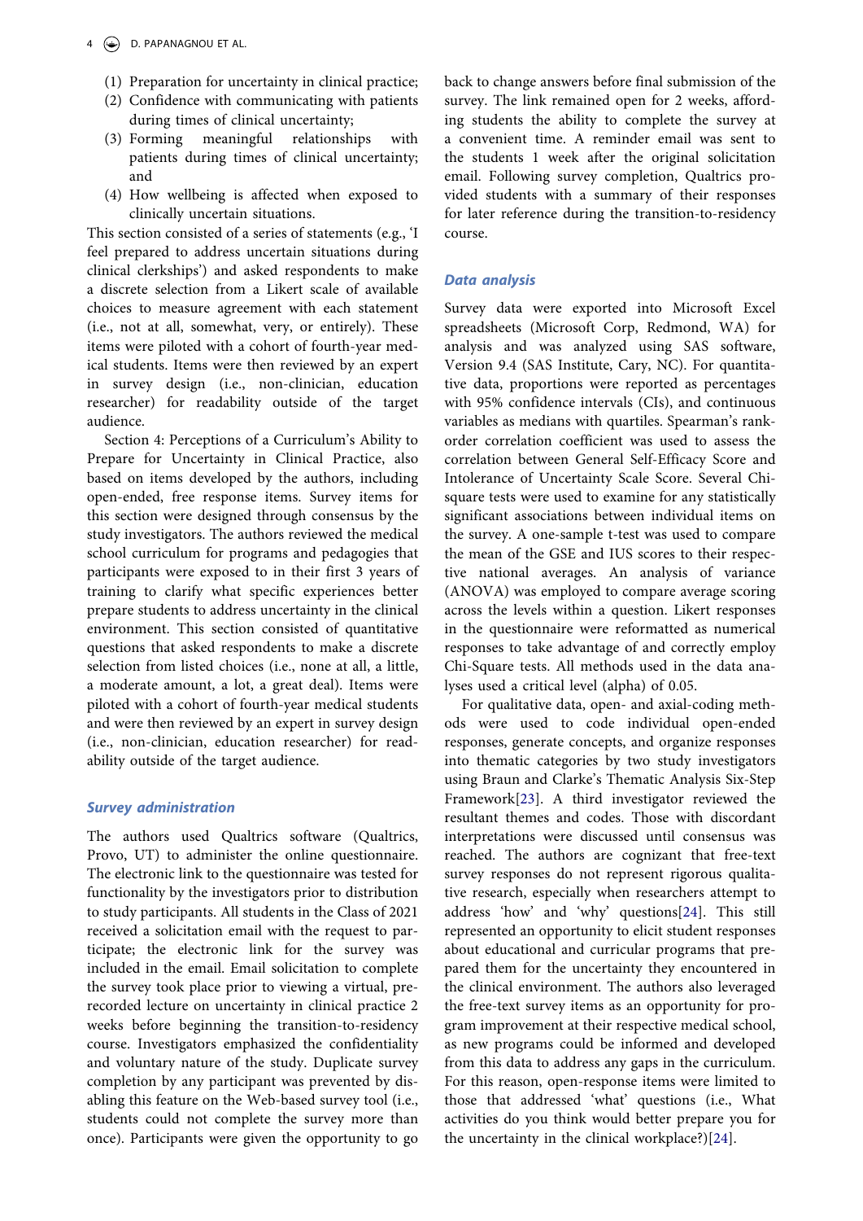(1) Preparation for uncertainty in clinical practice;
(2) Confidence with communicating with patients during times of clinical uncertainty;
(3) Forming meaningful relationships with patients during times of clinical uncertainty; and
(4) How wellbeing is affected when exposed to clinically uncertain situations.

This section consisted of a series of statements (e.g., 'I feel prepared to address uncertain situations during clinical clerkships') and asked respondents to make a discrete selection from a Likert scale of available choices to measure agreement with each statement (i.e., not at all, somewhat, very, or entirely). These items were piloted with a cohort of fourth-year medical students. Items were then reviewed by an expert in survey design (i.e., non-clinician, education researcher) for readability outside of the target audience.

Section 4: Perceptions of a Curriculum's Ability to Prepare for Uncertainty in Clinical Practice, also based on items developed by the authors, including open-ended, free response items. Survey items for this section were designed through consensus by the study investigators. The authors reviewed the medical school curriculum for programs and pedagogies that participants were exposed to in their first 3 years of training to clarify what specific experiences better prepare students to address uncertainty in the clinical environment. This section consisted of quantitative questions that asked respondents to make a discrete selection from listed choices (i.e., none at all, a little, a moderate amount, a lot, a great deal). Items were piloted with a cohort of fourth-year medical students and were then reviewed by an expert in survey design (i.e., non-clinician, education researcher) for readability outside of the target audience.

### Survey administration

The authors used Qualtrics software (Qualtrics, Provo, UT) to administer the online questionnaire. The electronic link to the questionnaire was tested for functionality by the investigators prior to distribution to study participants. All students in the Class of 2021 received a solicitation email with the request to participate; the electronic link for the survey was included in the email. Email solicitation to complete the survey took place prior to viewing a virtual, pre-recorded lecture on uncertainty in clinical practice 2 weeks before beginning the transition-to-residency course. Investigators emphasized the confidentiality and voluntary nature of the study. Duplicate survey completion by any participant was prevented by disabling this feature on the Web-based survey tool (i.e., students could not complete the survey more than once). Participants were given the opportunity to go back to change answers before final submission of the survey. The link remained open for 2 weeks, affording students the ability to complete the survey at a convenient time. A reminder email was sent to the students 1 week after the original solicitation email. Following survey completion, Qualtrics provided students with a summary of their responses for later reference during the transition-to-residency course.

### Data analysis

Survey data were exported into Microsoft Excel spreadsheets (Microsoft Corp, Redmond, WA) for analysis and was analyzed using SAS software, Version 9.4 (SAS Institute, Cary, NC). For quantitative data, proportions were reported as percentages with 95% confidence intervals (CIs), and continuous variables as medians with quartiles. Spearman's rank-order correlation coefficient was used to assess the correlation between General Self-Efficacy Score and Intolerance of Uncertainty Scale Score. Several Chi-square tests were used to examine for any statistically significant associations between individual items on the survey. A one-sample t-test was used to compare the mean of the GSE and IUS scores to their respective national averages. An analysis of variance (ANOVA) was employed to compare average scoring across the levels within a question. Likert responses in the questionnaire were reformatted as numerical responses to take advantage of and correctly employ Chi-Square tests. All methods used in the data analyses used a critical level (alpha) of 0.05.

For qualitative data, open- and axial-coding methods were used to code individual open-ended responses, generate concepts, and organize responses into thematic categories by two study investigators using Braun and Clarke's Thematic Analysis Six-Step Framework[23]. A third investigator reviewed the resultant themes and codes. Those with discordant interpretations were discussed until consensus was reached. The authors are cognizant that free-text survey responses do not represent rigorous qualitative research, especially when researchers attempt to address 'how' and 'why' questions[24]. This still represented an opportunity to elicit student responses about educational and curricular programs that prepared them for the uncertainty they encountered in the clinical environment. The authors also leveraged the free-text survey items as an opportunity for program improvement at their respective medical school, as new programs could be informed and developed from this data to address any gaps in the curriculum. For this reason, open-response items were limited to those that addressed 'what' questions (i.e., What activities do you think would better prepare you for the uncertainty in the clinical workplace?)[24].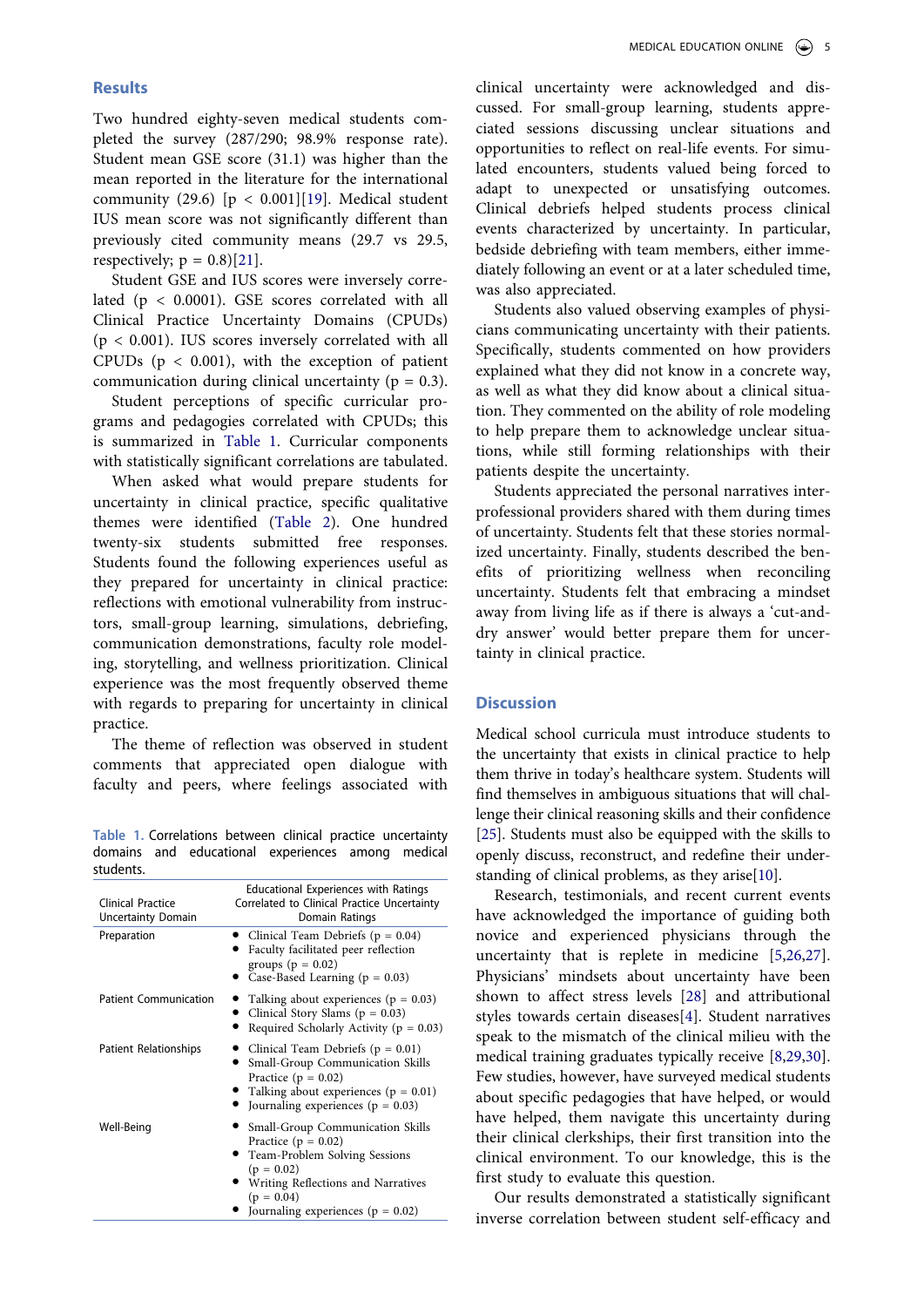## Results

Two hundred eighty-seven medical students completed the survey (287/290; 98.9% response rate). Student mean GSE score (31.1) was higher than the mean reported in the literature for the international community (29.6) [$p < 0.001$][19]. Medical student IUS mean score was not significantly different than previously cited community means (29.7 vs 29.5, respectively; $p = 0.8$)[21].

Student GSE and IUS scores were inversely correlated ($p < 0.0001$). GSE scores correlated with all Clinical Practice Uncertainty Domains (CPUDs) ($p < 0.001$). IUS scores inversely correlated with all CPUDs ($p < 0.001$), with the exception of patient communication during clinical uncertainty ($p = 0.3$).

Student perceptions of specific curricular programs and pedagogies correlated with CPUDs; this is summarized in Table 1. Curricular components with statistically significant correlations are tabulated.

When asked what would prepare students for uncertainty in clinical practice, specific qualitative themes were identified (Table 2). One hundred twenty-six students submitted free responses. Students found the following experiences useful as they prepared for uncertainty in clinical practice: reflections with emotional vulnerability from instructors, small-group learning, simulations, debriefing, communication demonstrations, faculty role modeling, storytelling, and wellness prioritization. Clinical experience was the most frequently observed theme with regards to preparing for uncertainty in clinical practice.

The theme of reflection was observed in student comments that appreciated open dialogue with faculty and peers, where feelings associated with clinical uncertainty were acknowledged and discussed. For small-group learning, students appreciated sessions discussing unclear situations and opportunities to reflect on real-life events. For simulated encounters, students valued being forced to adapt to unexpected or unsatisfying outcomes. Clinical debriefs helped students process clinical events characterized by uncertainty. In particular, bedside debriefing with team members, either immediately following an event or at a later scheduled time, was also appreciated.

Students also valued observing examples of physicians communicating uncertainty with their patients. Specifically, students commented on how providers explained what they did not know in a concrete way, as well as what they did know about a clinical situation. They commented on the ability of role modeling to help prepare them to acknowledge unclear situations, while still forming relationships with their patients despite the uncertainty.

Students appreciated the personal narratives interprofessional providers shared with them during times of uncertainty. Students felt that these stories normalized uncertainty. Finally, students described the benefits of prioritizing wellness when reconciling uncertainty. Students felt that embracing a mindset away from living life as if there is always a 'cut-and-dry answer' would better prepare them for uncertainty in clinical practice.

Table 1. Correlations between clinical practice uncertainty domains and educational experiences among medical students.

| Clinical Practice Uncertainty Domain | Educational Experiences with Ratings Correlated to Clinical Practice Uncertainty Domain Ratings |
|---|---|
| Preparation | • Clinical Team Debriefs ($p = 0.04$)<br>• Faculty facilitated peer reflection groups ($p = 0.02$)<br>• Case-Based Learning ($p = 0.03$) |
| Patient Communication | • Talking about experiences ($p = 0.03$)<br>• Clinical Story Slams ($p = 0.03$)<br>• Required Scholarly Activity ($p = 0.03$) |
| Patient Relationships | • Clinical Team Debriefs ($p = 0.01$)<br>• Small-Group Communication Skills Practice ($p = 0.02$)<br>• Talking about experiences ($p = 0.01$)<br>• Journaling experiences ($p = 0.03$) |
| Well-Being | • Small-Group Communication Skills Practice ($p = 0.02$)<br>• Team-Problem Solving Sessions ($p = 0.02$)<br>• Writing Reflections and Narratives ($p = 0.04$)<br>• Journaling experiences ($p = 0.02$) |

## Discussion

Medical school curricula must introduce students to the uncertainty that exists in clinical practice to help them thrive in today's healthcare system. Students will find themselves in ambiguous situations that will challenge their clinical reasoning skills and their confidence [25]. Students must also be equipped with the skills to openly discuss, reconstruct, and redefine their understanding of clinical problems, as they arise[10].

Research, testimonials, and recent current events have acknowledged the importance of guiding both novice and experienced physicians through the uncertainty that is replete in medicine [5,26,27]. Physicians' mindsets about uncertainty have been shown to affect stress levels [28] and attributional styles towards certain diseases[4]. Student narratives speak to the mismatch of the clinical milieu with the medical training graduates typically receive [8,29,30]. Few studies, however, have surveyed medical students about specific pedagogies that have helped, or would have helped, them navigate this uncertainty during their clinical clerkships, their first transition into the clinical environment. To our knowledge, this is the first study to evaluate this question.

Our results demonstrated a statistically significant inverse correlation between student self-efficacy and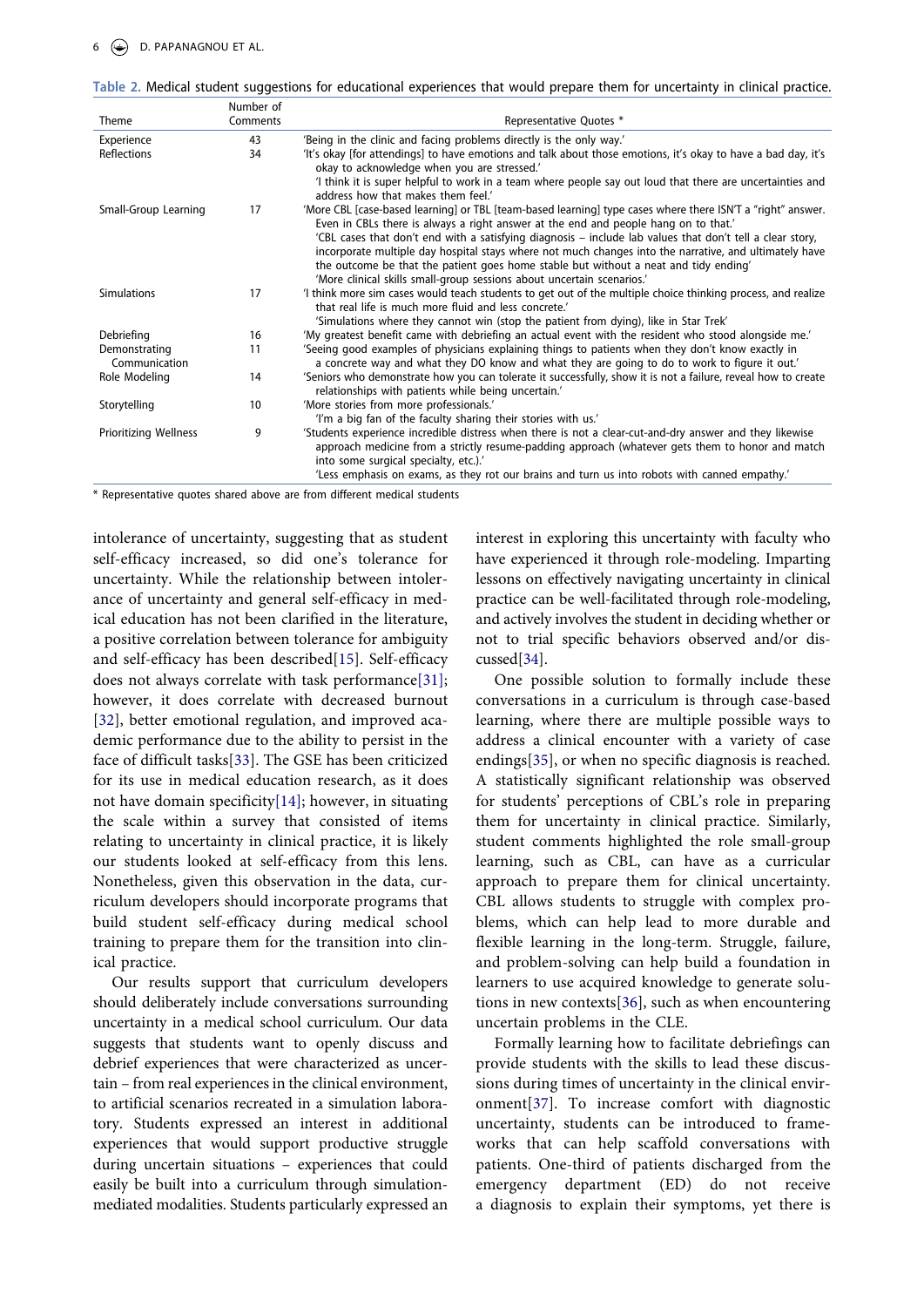Table 2. Medical student suggestions for educational experiences that would prepare them for uncertainty in clinical practice.

| Theme | Number of Comments | Representative Quotes * |
|---|---|---|
| Experience | 43 | 'Being in the clinic and facing problems directly is the only way.' |
| Reflections | 34 | 'It's okay [for attendings] to have emotions and talk about those emotions, it's okay to have a bad day, it's okay to acknowledge when you are stressed.' 'I think it is super helpful to work in a team where people say out loud that there are uncertainties and address how that makes them feel.' |
| Small-Group Learning | 17 | 'More CBL [case-based learning] or TBL [team-based learning] type cases where there ISN'T a "right" answer. Even in CBLs there is always a right answer at the end and people hang on to that.' 'CBL cases that don't end with a satisfying diagnosis – include lab values that don't tell a clear story, incorporate multiple day hospital stays where not much changes into the narrative, and ultimately have the outcome be that the patient goes home stable but without a neat and tidy ending' 'More clinical skills small-group sessions about uncertain scenarios.' |
| Simulations | 17 | 'I think more sim cases would teach students to get out of the multiple choice thinking process, and realize that real life is much more fluid and less concrete.' 'Simulations where they cannot win (stop the patient from dying), like in Star Trek' |
| Debriefing | 16 | 'My greatest benefit came with debriefing an actual event with the resident who stood alongside me.' |
| Demonstrating Communication | 11 | 'Seeing good examples of physicians explaining things to patients when they don't know exactly in a concrete way and what they DO know and what they are going to do to work to figure it out.' |
| Role Modeling | 14 | 'Seniors who demonstrate how you can tolerate it successfully, show it is not a failure, reveal how to create relationships with patients while being uncertain.' |
| Storytelling | 10 | 'More stories from more professionals.' 'I'm a big fan of the faculty sharing their stories with us.' |
| Prioritizing Wellness | 9 | 'Students experience incredible distress when there is not a clear-cut-and-dry answer and they likewise approach medicine from a strictly resume-padding approach (whatever gets them to honor and match into some surgical specialty, etc.).' 'Less emphasis on exams, as they rot our brains and turn us into robots with canned empathy.' |

* Representative quotes shared above are from different medical students

intolerance of uncertainty, suggesting that as student self-efficacy increased, so did one's tolerance for uncertainty. While the relationship between intolerance of uncertainty and general self-efficacy in medical education has not been clarified in the literature, a positive correlation between tolerance for ambiguity and self-efficacy has been described[15]. Self-efficacy does not always correlate with task performance[31]; however, it does correlate with decreased burnout [32], better emotional regulation, and improved academic performance due to the ability to persist in the face of difficult tasks[33]. The GSE has been criticized for its use in medical education research, as it does not have domain specificity[14]; however, in situating the scale within a survey that consisted of items relating to uncertainty in clinical practice, it is likely our students looked at self-efficacy from this lens. Nonetheless, given this observation in the data, curriculum developers should incorporate programs that build student self-efficacy during medical school training to prepare them for the transition into clinical practice.

Our results support that curriculum developers should deliberately include conversations surrounding uncertainty in a medical school curriculum. Our data suggests that students want to openly discuss and debrief experiences that were characterized as uncertain – from real experiences in the clinical environment, to artificial scenarios recreated in a simulation laboratory. Students expressed an interest in additional experiences that would support productive struggle during uncertain situations – experiences that could easily be built into a curriculum through simulation-mediated modalities. Students particularly expressed an interest in exploring this uncertainty with faculty who have experienced it through role-modeling. Imparting lessons on effectively navigating uncertainty in clinical practice can be well-facilitated through role-modeling, and actively involves the student in deciding whether or not to trial specific behaviors observed and/or discussed[34].

One possible solution to formally include these conversations in a curriculum is through case-based learning, where there are multiple possible ways to address a clinical encounter with a variety of case endings[35], or when no specific diagnosis is reached. A statistically significant relationship was observed for students' perceptions of CBL's role in preparing them for uncertainty in clinical practice. Similarly, student comments highlighted the role small-group learning, such as CBL, can have as a curricular approach to prepare them for clinical uncertainty. CBL allows students to struggle with complex problems, which can help lead to more durable and flexible learning in the long-term. Struggle, failure, and problem-solving can help build a foundation in learners to use acquired knowledge to generate solutions in new contexts[36], such as when encountering uncertain problems in the CLE.

Formally learning how to facilitate debriefings can provide students with the skills to lead these discussions during times of uncertainty in the clinical environment[37]. To increase comfort with diagnostic uncertainty, students can be introduced to frameworks that can help scaffold conversations with patients. One-third of patients discharged from the emergency department (ED) do not receive a diagnosis to explain their symptoms, yet there is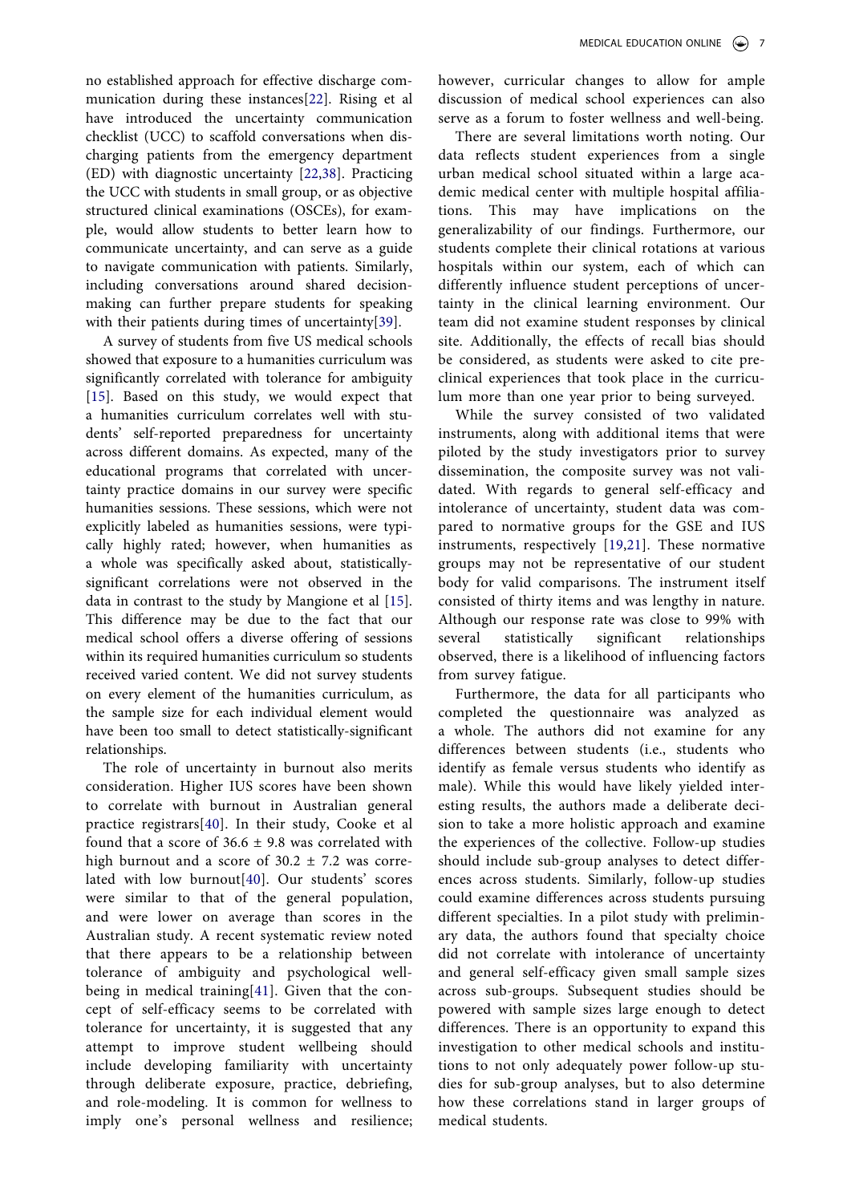no established approach for effective discharge communication during these instances[22]. Rising et al have introduced the uncertainty communication checklist (UCC) to scaffold conversations when discharging patients from the emergency department (ED) with diagnostic uncertainty [22,38]. Practicing the UCC with students in small group, or as objective structured clinical examinations (OSCEs), for example, would allow students to better learn how to communicate uncertainty, and can serve as a guide to navigate communication with patients. Similarly, including conversations around shared decision-making can further prepare students for speaking with their patients during times of uncertainty[39].

A survey of students from five US medical schools showed that exposure to a humanities curriculum was significantly correlated with tolerance for ambiguity [15]. Based on this study, we would expect that a humanities curriculum correlates well with students' self-reported preparedness for uncertainty across different domains. As expected, many of the educational programs that correlated with uncertainty practice domains in our survey were specific humanities sessions. These sessions, which were not explicitly labeled as humanities sessions, were typically highly rated; however, when humanities as a whole was specifically asked about, statistically-significant correlations were not observed in the data in contrast to the study by Mangione et al [15]. This difference may be due to the fact that our medical school offers a diverse offering of sessions within its required humanities curriculum so students received varied content. We did not survey students on every element of the humanities curriculum, as the sample size for each individual element would have been too small to detect statistically-significant relationships.

The role of uncertainty in burnout also merits consideration. Higher IUS scores have been shown to correlate with burnout in Australian general practice registrars[40]. In their study, Cooke et al found that a score of 36.6 ± 9.8 was correlated with high burnout and a score of 30.2 ± 7.2 was correlated with low burnout[40]. Our students' scores were similar to that of the general population, and were lower on average than scores in the Australian study. A recent systematic review noted that there appears to be a relationship between tolerance of ambiguity and psychological well-being in medical training[41]. Given that the concept of self-efficacy seems to be correlated with tolerance for uncertainty, it is suggested that any attempt to improve student wellbeing should include developing familiarity with uncertainty through deliberate exposure, practice, debriefing, and role-modeling. It is common for wellness to imply one's personal wellness and resilience; however, curricular changes to allow for ample discussion of medical school experiences can also serve as a forum to foster wellness and well-being.

There are several limitations worth noting. Our data reflects student experiences from a single urban medical school situated within a large academic medical center with multiple hospital affiliations. This may have implications on the generalizability of our findings. Furthermore, our students complete their clinical rotations at various hospitals within our system, each of which can differently influence student perceptions of uncertainty in the clinical learning environment. Our team did not examine student responses by clinical site. Additionally, the effects of recall bias should be considered, as students were asked to cite pre-clinical experiences that took place in the curriculum more than one year prior to being surveyed.

While the survey consisted of two validated instruments, along with additional items that were piloted by the study investigators prior to survey dissemination, the composite survey was not validated. With regards to general self-efficacy and intolerance of uncertainty, student data was compared to normative groups for the GSE and IUS instruments, respectively [19,21]. These normative groups may not be representative of our student body for valid comparisons. The instrument itself consisted of thirty items and was lengthy in nature. Although our response rate was close to 99% with several statistically significant relationships observed, there is a likelihood of influencing factors from survey fatigue.

Furthermore, the data for all participants who completed the questionnaire was analyzed as a whole. The authors did not examine for any differences between students (i.e., students who identify as female versus students who identify as male). While this would have likely yielded interesting results, the authors made a deliberate decision to take a more holistic approach and examine the experiences of the collective. Follow-up studies should include sub-group analyses to detect differences across students. Similarly, follow-up studies could examine differences across students pursuing different specialties. In a pilot study with preliminary data, the authors found that specialty choice did not correlate with intolerance of uncertainty and general self-efficacy given small sample sizes across sub-groups. Subsequent studies should be powered with sample sizes large enough to detect differences. There is an opportunity to expand this investigation to other medical schools and institutions to not only adequately power follow-up studies for sub-group analyses, but to also determine how these correlations stand in larger groups of medical students.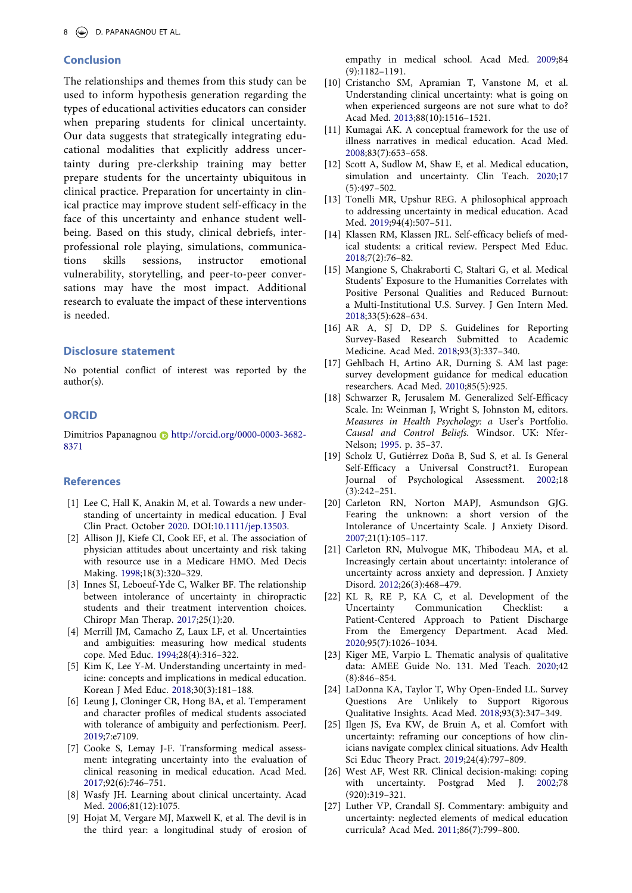## Conclusion

The relationships and themes from this study can be used to inform hypothesis generation regarding the types of educational activities educators can consider when preparing students for clinical uncertainty. Our data suggests that strategically integrating educational modalities that explicitly address uncertainty during pre-clerkship training may better prepare students for the uncertainty ubiquitous in clinical practice. Preparation for uncertainty in clinical practice may improve student self-efficacy in the face of this uncertainty and enhance student well-being. Based on this study, clinical debriefs, interprofessional role playing, simulations, communications skills sessions, instructor emotional vulnerability, storytelling, and peer-to-peer conversations may have the most impact. Additional research to evaluate the impact of these interventions is needed.

## Disclosure statement

No potential conflict of interest was reported by the author(s).

## ORCID

Dimitrios Papanagnou http://orcid.org/0000-0003-3682-8371

## References

[1] Lee C, Hall K, Anakin M, et al. Towards a new understanding of uncertainty in medical education. J Eval Clin Pract. October 2020. DOI:10.1111/jep.13503.

[2] Allison JJ, Kiefe CI, Cook EF, et al. The association of physician attitudes about uncertainty and risk taking with resource use in a Medicare HMO. Med Decis Making. 1998;18(3):320–329.

[3] Innes SI, Leboeuf-Yde C, Walker BF. The relationship between intolerance of uncertainty in chiropractic students and their treatment intervention choices. Chiropr Man Therap. 2017;25(1):20.

[4] Merrill JM, Camacho Z, Laux LF, et al. Uncertainties and ambiguities: measuring how medical students cope. Med Educ. 1994;28(4):316–322.

[5] Kim K, Lee Y-M. Understanding uncertainty in medicine: concepts and implications in medical education. Korean J Med Educ. 2018;30(3):181–188.

[6] Leung J, Cloninger CR, Hong BA, et al. Temperament and character profiles of medical students associated with tolerance of ambiguity and perfectionism. PeerJ. 2019;7:e7109.

[7] Cooke S, Lemay J-F. Transforming medical assessment: integrating uncertainty into the evaluation of clinical reasoning in medical education. Acad Med. 2017;92(6):746–751.

[8] Wasfy JH. Learning about clinical uncertainty. Acad Med. 2006;81(12):1075.

[9] Hojat M, Vergare MJ, Maxwell K, et al. The devil is in the third year: a longitudinal study of erosion of empathy in medical school. Acad Med. 2009;84(9):1182–1191.

[10] Cristancho SM, Apramian T, Vanstone M, et al. Understanding clinical uncertainty: what is going on when experienced surgeons are not sure what to do? Acad Med. 2013;88(10):1516–1521.

[11] Kumagai AK. A conceptual framework for the use of illness narratives in medical education. Acad Med. 2008;83(7):653–658.

[12] Scott A, Sudlow M, Shaw E, et al. Medical education, simulation and uncertainty. Clin Teach. 2020;17(5):497–502.

[13] Tonelli MR, Upshur REG. A philosophical approach to addressing uncertainty in medical education. Acad Med. 2019;94(4):507–511.

[14] Klassen RM, Klassen JRL. Self-efficacy beliefs of medical students: a critical review. Perspect Med Educ. 2018;7(2):76–82.

[15] Mangione S, Chakraborti C, Staltari G, et al. Medical Students' Exposure to the Humanities Correlates with Positive Personal Qualities and Reduced Burnout: a Multi-Institutional U.S. Survey. J Gen Intern Med. 2018;33(5):628–634.

[16] AR A, SJ D, DP S. Guidelines for Reporting Survey-Based Research Submitted to Academic Medicine. Acad Med. 2018;93(3):337–340.

[17] Gehlbach H, Artino AR, Durning S. AM last page: survey development guidance for medical education researchers. Acad Med. 2010;85(5):925.

[18] Schwarzer R, Jerusalem M. Generalized Self-Efficacy Scale. In: Weinman J, Wright S, Johnston M, editors. *Measures in Health Psychology: a* User's Portfolio. *Causal and Control Beliefs*. Windsor. UK: Nfer-Nelson; 1995. p. 35–37.

[19] Scholz U, Gutiérrez Doña B, Sud S, et al. Is General Self-Efficacy a Universal Construct?1. European Journal of Psychological Assessment. 2002;18(3):242–251.

[20] Carleton RN, Norton MAPJ, Asmundson GJG. Fearing the unknown: a short version of the Intolerance of Uncertainty Scale. J Anxiety Disord. 2007;21(1):105–117.

[21] Carleton RN, Mulvogue MK, Thibodeau MA, et al. Increasingly certain about uncertainty: intolerance of uncertainty across anxiety and depression. J Anxiety Disord. 2012;26(3):468–479.

[22] KL R, RE P, KA C, et al. Development of the Uncertainty Communication Checklist: a Patient-Centered Approach to Patient Discharge From the Emergency Department. Acad Med. 2020;95(7):1026–1034.

[23] Kiger ME, Varpio L. Thematic analysis of qualitative data: AMEE Guide No. 131. Med Teach. 2020;42(8):846–854.

[24] LaDonna KA, Taylor T, Why Open-Ended LL. Survey Questions Are Unlikely to Support Rigorous Qualitative Insights. Acad Med. 2018;93(3):347–349.

[25] Ilgen JS, Eva KW, de Bruin A, et al. Comfort with uncertainty: reframing our conceptions of how clinicians navigate complex clinical situations. Adv Health Sci Educ Theory Pract. 2019;24(4):797–809.

[26] West AF, West RR. Clinical decision-making: coping with uncertainty. Postgrad Med J. 2002;78(920):319–321.

[27] Luther VP, Crandall SJ. Commentary: ambiguity and uncertainty: neglected elements of medical education curricula? Acad Med. 2011;86(7):799–800.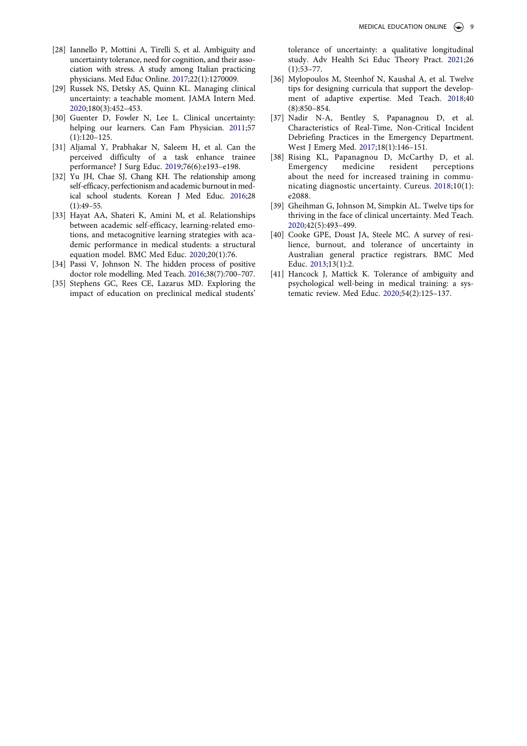[28] Iannello P, Mottini A, Tirelli S, et al. Ambiguity and uncertainty tolerance, need for cognition, and their association with stress. A study among Italian practicing physicians. Med Educ Online. 2017;22(1):1270009.

[29] Russek NS, Detsky AS, Quinn KL. Managing clinical uncertainty: a teachable moment. JAMA Intern Med. 2020;180(3):452–453.

[30] Guenter D, Fowler N, Lee L. Clinical uncertainty: helping our learners. Can Fam Physician. 2011;57(1):120–125.

[31] Aljamal Y, Prabhakar N, Saleem H, et al. Can the perceived difficulty of a task enhance trainee performance? J Surg Educ. 2019;76(6):e193–e198.

[32] Yu JH, Chae SJ, Chang KH. The relationship among self-efficacy, perfectionism and academic burnout in medical school students. Korean J Med Educ. 2016;28(1):49–55.

[33] Hayat AA, Shateri K, Amini M, et al. Relationships between academic self-efficacy, learning-related emotions, and metacognitive learning strategies with academic performance in medical students: a structural equation model. BMC Med Educ. 2020;20(1):76.

[34] Passi V, Johnson N. The hidden process of positive doctor role modelling. Med Teach. 2016;38(7):700–707.

[35] Stephens GC, Rees CE, Lazarus MD. Exploring the impact of education on preclinical medical students' tolerance of uncertainty: a qualitative longitudinal study. Adv Health Sci Educ Theory Pract. 2021;26(1):53–77.

[36] Mylopoulos M, Steenhof N, Kaushal A, et al. Twelve tips for designing curricula that support the development of adaptive expertise. Med Teach. 2018;40(8):850–854.

[37] Nadir N-A, Bentley S, Papanagnou D, et al. Characteristics of Real-Time, Non-Critical Incident Debriefing Practices in the Emergency Department. West J Emerg Med. 2017;18(1):146–151.

[38] Rising KL, Papanagnou D, McCarthy D, et al. Emergency medicine resident perceptions about the need for increased training in communicating diagnostic uncertainty. Cureus. 2018;10(1):e2088.

[39] Gheihman G, Johnson M, Simpkin AL. Twelve tips for thriving in the face of clinical uncertainty. Med Teach. 2020;42(5):493–499.

[40] Cooke GPE, Doust JA, Steele MC. A survey of resilience, burnout, and tolerance of uncertainty in Australian general practice registrars. BMC Med Educ. 2013;13(1):2.

[41] Hancock J, Mattick K. Tolerance of ambiguity and psychological well-being in medical training: a systematic review. Med Educ. 2020;54(2):125–137.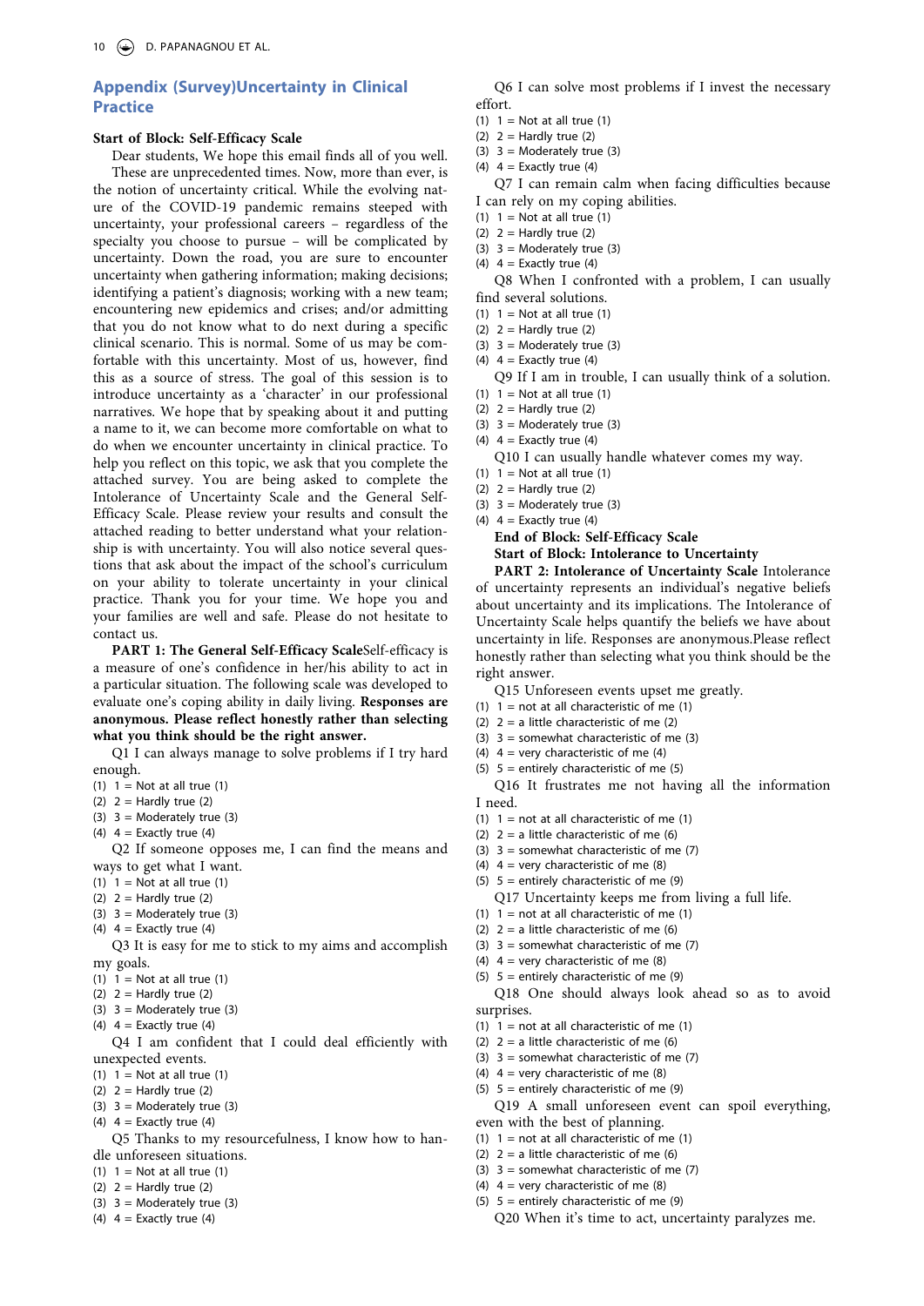## Appendix (Survey)Uncertainty in Clinical Practice

**Start of Block: Self-Efficacy Scale**

Dear students, We hope this email finds all of you well.

These are unprecedented times. Now, more than ever, is the notion of uncertainty critical. While the evolving nature of the COVID-19 pandemic remains steeped with uncertainty, your professional careers – regardless of the specialty you choose to pursue – will be complicated by uncertainty. Down the road, you are sure to encounter uncertainty when gathering information; making decisions; identifying a patient's diagnosis; working with a new team; encountering new epidemics and crises; and/or admitting that you do not know what to do next during a specific clinical scenario. This is normal. Some of us may be comfortable with this uncertainty. Most of us, however, find this as a source of stress. The goal of this session is to introduce uncertainty as a 'character' in our professional narratives. We hope that by speaking about it and putting a name to it, we can become more comfortable on what to do when we encounter uncertainty in clinical practice. To help you reflect on this topic, we ask that you complete the attached survey. You are being asked to complete the Intolerance of Uncertainty Scale and the General Self-Efficacy Scale. Please review your results and consult the attached reading to better understand what your relationship is with uncertainty. You will also notice several questions that ask about the impact of the school's curriculum on your ability to tolerate uncertainty in your clinical practice. Thank you for your time. We hope you and your families are well and safe. Please do not hesitate to contact us.

**PART 1: The General Self-Efficacy Scale**Self-efficacy is a measure of one's confidence in her/his ability to act in a particular situation. The following scale was developed to evaluate one's coping ability in daily living. **Responses are anonymous. Please reflect honestly rather than selecting what you think should be the right answer.**

Q1 I can always manage to solve problems if I try hard enough.

(1) 1 = Not at all true (1)
(2) 2 = Hardly true (2)
(3) 3 = Moderately true (3)
(4) 4 = Exactly true (4)

Q2 If someone opposes me, I can find the means and ways to get what I want.

(1) 1 = Not at all true (1)
(2) 2 = Hardly true (2)
(3) 3 = Moderately true (3)
(4) 4 = Exactly true (4)

Q3 It is easy for me to stick to my aims and accomplish my goals.

(1) 1 = Not at all true (1)
(2) 2 = Hardly true (2)
(3) 3 = Moderately true (3)
(4) 4 = Exactly true (4)

Q4 I am confident that I could deal efficiently with unexpected events.

(1) 1 = Not at all true (1)
(2) 2 = Hardly true (2)
(3) 3 = Moderately true (3)
(4) 4 = Exactly true (4)

Q5 Thanks to my resourcefulness, I know how to handle unforeseen situations.

(1) 1 = Not at all true (1)
(2) 2 = Hardly true (2)
(3) 3 = Moderately true (3)
(4) 4 = Exactly true (4)

Q6 I can solve most problems if I invest the necessary effort.

(1) 1 = Not at all true (1)
(2) 2 = Hardly true (2)
(3) 3 = Moderately true (3)
(4) 4 = Exactly true (4)

Q7 I can remain calm when facing difficulties because I can rely on my coping abilities.

(1) 1 = Not at all true (1)
(2) 2 = Hardly true (2)
(3) 3 = Moderately true (3)
(4) 4 = Exactly true (4)

Q8 When I confronted with a problem, I can usually find several solutions.

(1) 1 = Not at all true (1)
(2) 2 = Hardly true (2)
(3) 3 = Moderately true (3)
(4) 4 = Exactly true (4)

Q9 If I am in trouble, I can usually think of a solution.

(1) 1 = Not at all true (1)
(2) 2 = Hardly true (2)
(3) 3 = Moderately true (3)
(4) 4 = Exactly true (4)

Q10 I can usually handle whatever comes my way.

(1) 1 = Not at all true (1)
(2) 2 = Hardly true (2)
(3) 3 = Moderately true (3)
(4) 4 = Exactly true (4)

**End of Block: Self-Efficacy Scale**

**Start of Block: Intolerance to Uncertainty**

**PART 2: Intolerance of Uncertainty Scale** Intolerance of uncertainty represents an individual's negative beliefs about uncertainty and its implications. The Intolerance of Uncertainty Scale helps quantify the beliefs we have about uncertainty in life. Responses are anonymous.Please reflect honestly rather than selecting what you think should be the right answer.

Q15 Unforeseen events upset me greatly.

(1) 1 = not at all characteristic of me (1)
(2) 2 = a little characteristic of me (2)
(3) 3 = somewhat characteristic of me (3)
(4) 4 = very characteristic of me (4)
(5) 5 = entirely characteristic of me (5)

Q16 It frustrates me not having all the information I need.

(1) 1 = not at all characteristic of me (1)
(2) 2 = a little characteristic of me (6)
(3) 3 = somewhat characteristic of me (7)
(4) 4 = very characteristic of me (8)
(5) 5 = entirely characteristic of me (9)

Q17 Uncertainty keeps me from living a full life.

(1) 1 = not at all characteristic of me (1)
(2) 2 = a little characteristic of me (6)
(3) 3 = somewhat characteristic of me (7)
(4) 4 = very characteristic of me (8)
(5) 5 = entirely characteristic of me (9)

Q18 One should always look ahead so as to avoid surprises.

(1) 1 = not at all characteristic of me (1)
(2) 2 = a little characteristic of me (6)
(3) 3 = somewhat characteristic of me (7)
(4) 4 = very characteristic of me (8)
(5) 5 = entirely characteristic of me (9)

Q19 A small unforeseen event can spoil everything, even with the best of planning.

(1) 1 = not at all characteristic of me (1)
(2) 2 = a little characteristic of me (6)
(3) 3 = somewhat characteristic of me (7)
(4) 4 = very characteristic of me (8)
(5) 5 = entirely characteristic of me (9)

Q20 When it's time to act, uncertainty paralyzes me.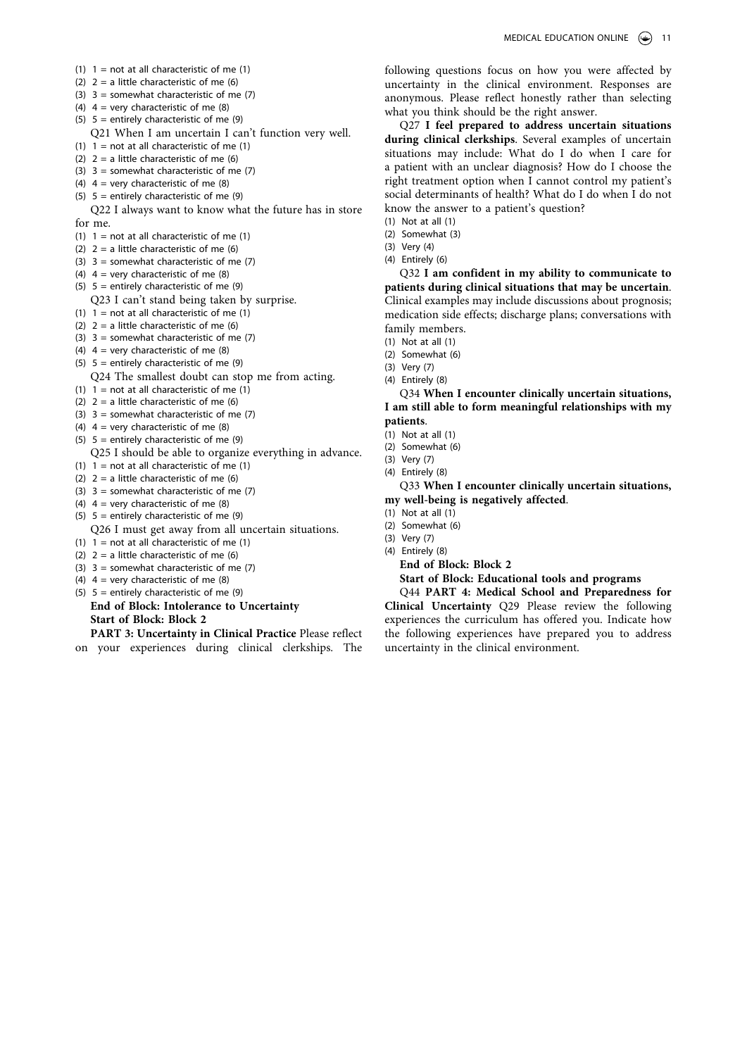(1) 1 = not at all characteristic of me (1)
(2) 2 = a little characteristic of me (6)
(3) 3 = somewhat characteristic of me (7)
(4) 4 = very characteristic of me (8)
(5) 5 = entirely characteristic of me (9)

Q21 When I am uncertain I can't function very well.

(1) 1 = not at all characteristic of me (1)
(2) 2 = a little characteristic of me (6)
(3) 3 = somewhat characteristic of me (7)
(4) 4 = very characteristic of me (8)
(5) 5 = entirely characteristic of me (9)

Q22 I always want to know what the future has in store for me.

(1) 1 = not at all characteristic of me (1)
(2) 2 = a little characteristic of me (6)
(3) 3 = somewhat characteristic of me (7)
(4) 4 = very characteristic of me (8)
(5) 5 = entirely characteristic of me (9)

Q23 I can't stand being taken by surprise.

(1) 1 = not at all characteristic of me (1)
(2) 2 = a little characteristic of me (6)
(3) 3 = somewhat characteristic of me (7)
(4) 4 = very characteristic of me (8)
(5) 5 = entirely characteristic of me (9)

Q24 The smallest doubt can stop me from acting.

(1) 1 = not at all characteristic of me (1)
(2) 2 = a little characteristic of me (6)
(3) 3 = somewhat characteristic of me (7)
(4) 4 = very characteristic of me (8)
(5) 5 = entirely characteristic of me (9)

Q25 I should be able to organize everything in advance.

(1) 1 = not at all characteristic of me (1)
(2) 2 = a little characteristic of me (6)
(3) 3 = somewhat characteristic of me (7)
(4) 4 = very characteristic of me (8)
(5) 5 = entirely characteristic of me (9)

Q26 I must get away from all uncertain situations.

(1) 1 = not at all characteristic of me (1)
(2) 2 = a little characteristic of me (6)
(3) 3 = somewhat characteristic of me (7)
(4) 4 = very characteristic of me (8)
(5) 5 = entirely characteristic of me (9)

**End of Block: Intolerance to Uncertainty**

**Start of Block: Block 2**

**PART 3: Uncertainty in Clinical Practice** Please reflect on your experiences during clinical clerkships. The following questions focus on how you were affected by uncertainty in the clinical environment. Responses are anonymous. Please reflect honestly rather than selecting what you think should be the right answer.

Q27 **I feel prepared to address uncertain situations during clinical clerkships**. Several examples of uncertain situations may include: What do I do when I care for a patient with an unclear diagnosis? How do I choose the right treatment option when I cannot control my patient's social determinants of health? What do I do when I do not know the answer to a patient's question?

(1) Not at all (1)
(2) Somewhat (3)
(3) Very (4)
(4) Entirely (6)

Q32 **I am confident in my ability to communicate to patients during clinical situations that may be uncertain**. Clinical examples may include discussions about prognosis; medication side effects; discharge plans; conversations with family members.

(1) Not at all (1)
(2) Somewhat (6)
(3) Very (7)
(4) Entirely (8)

Q34 **When I encounter clinically uncertain situations, I am still able to form meaningful relationships with my patients**.

(1) Not at all (1)
(2) Somewhat (6)
(3) Very (7)
(4) Entirely (8)

Q33 **When I encounter clinically uncertain situations, my well-being is negatively affected**.

(1) Not at all (1)
(2) Somewhat (6)
(3) Very (7)
(4) Entirely (8)

**End of Block: Block 2**

**Start of Block: Educational tools and programs**

Q44 **PART 4: Medical School and Preparedness for Clinical Uncertainty** Q29 Please review the following experiences the curriculum has offered you. Indicate how the following experiences have prepared you to address uncertainty in the clinical environment.